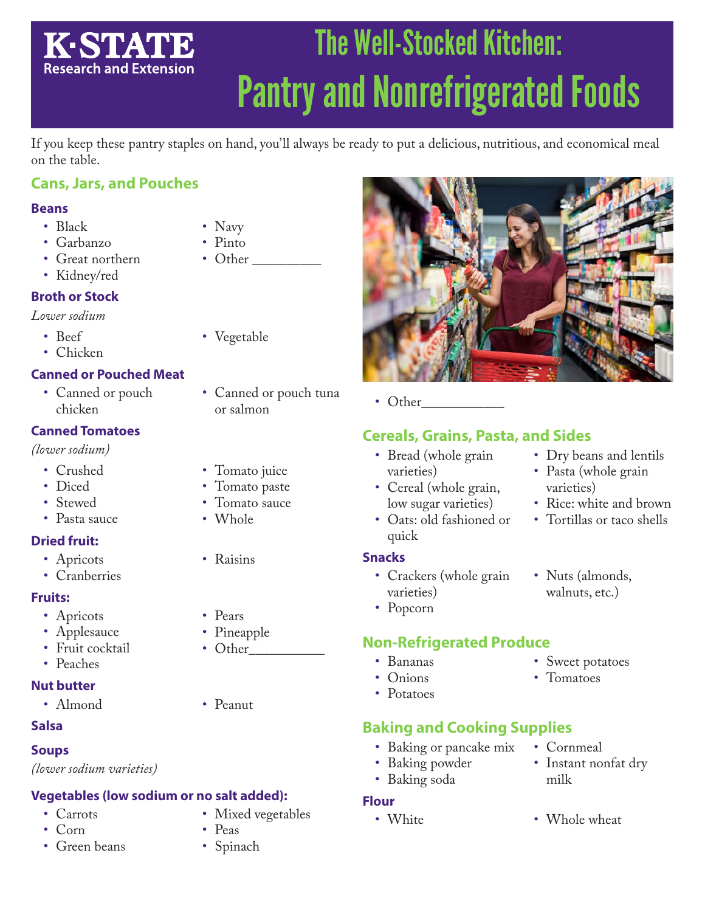K-STATE Research and Extension

# The Well-Stocked Kitchen: Pantry and Nonrefrigerated Foods

If you keep these pantry staples on hand, you'll always be ready to put a delicious, nutritious, and economical meal on the table.

## Cans, Jars, and Pouches

### Beans

- Black
- Garbanzo
- Great northern
- Kidney/red
- Navy
- Pinto
- Other __________

### Broth or Stock

*Lower sodium*

- Beef
- Chicken
- Vegetable

### Canned or Pouched Meat

- Canned or pouch chicken
- Canned or pouch tuna or salmon

### Canned Tomatoes

*(lower sodium)*

- Crushed
- Diced
- Stewed
- Pasta sauce
- Tomato juice
- Tomato paste
- Tomato sauce
- Whole

### Dried fruit:

- Apricots
- Cranberries
- Raisins

### Fruits:

- Apricots
- Applesauce
- Fruit cocktail
- Peaches
- Pears
- Pineapple
- Other__________

### Nut butter

- Almond
- Peanut

### Salsa

### Soups

*(lower sodium varieties)*

### Vegetables (low sodium or no salt added):

- Carrots
- Corn
- Green beans
- Mixed vegetables
- Peas
- Spinach
- Other___________

## Cereals, Grains, Pasta, and Sides

- Bread (whole grain varieties)
- Cereal (whole grain, low sugar varieties)
- Oats: old fashioned or quick
- Dry beans and lentils
- Pasta (whole grain varieties)
- Rice: white and brown
- Tortillas or taco shells

### Snacks

- Crackers (whole grain varieties)
- Popcorn
- Nuts (almonds, walnuts, etc.)

## Non-Refrigerated Produce

- Bananas
- Onions
- Potatoes
- Sweet potatoes
- Tomatoes

## Baking and Cooking Supplies

- Baking or pancake mix
- Baking powder
- Baking soda
- Cornmeal
- Instant nonfat dry milk

### Flour

- White
- Whole wheat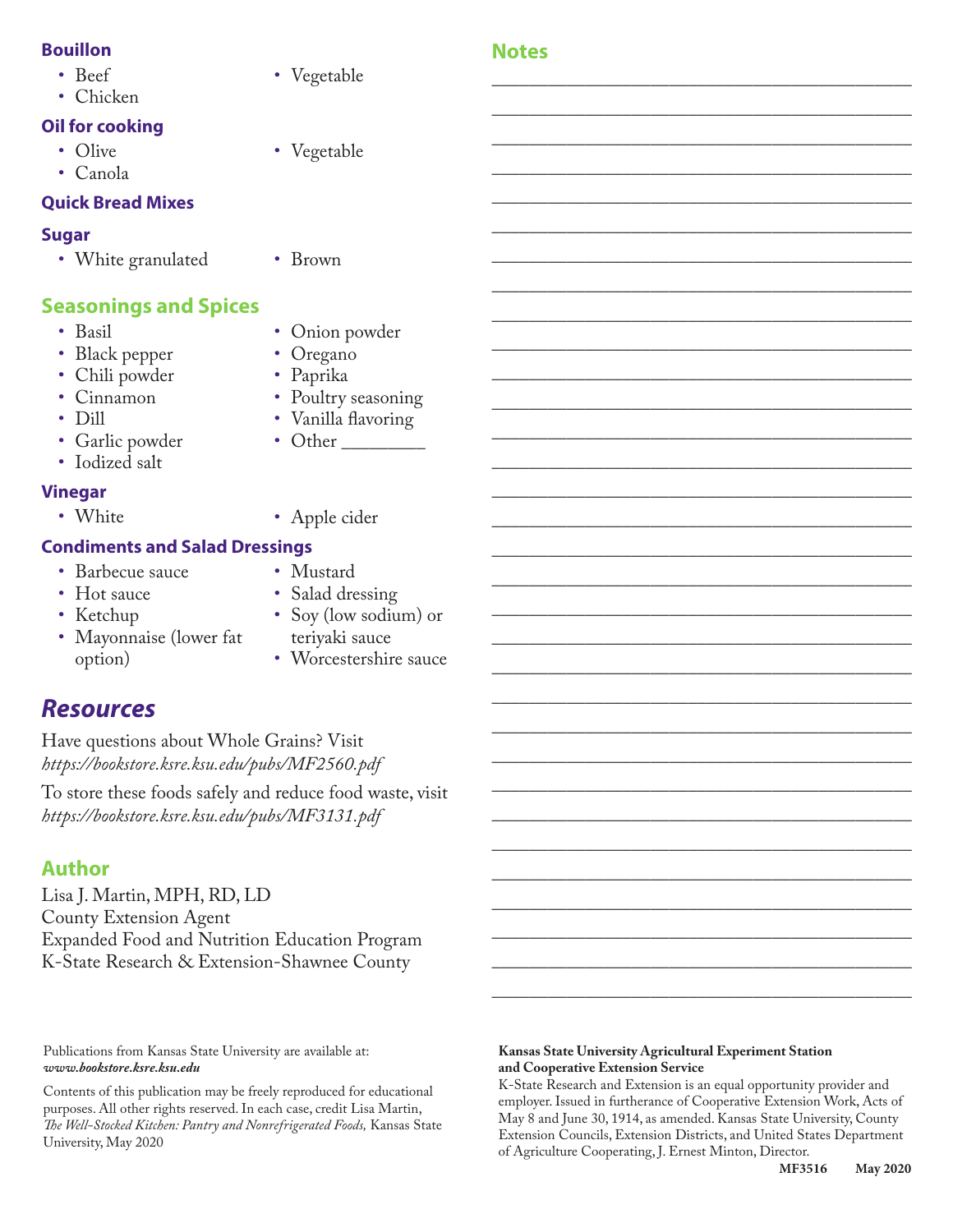### Bouillon

- Beef
- Chicken
- Vegetable

### Oil for cooking

- Olive
- Canola
- Vegetable

### Quick Bread Mixes

### Sugar

- White granulated
- Brown

## Seasonings and Spices

- Basil
- Black pepper
- Chili powder
- Cinnamon
- Dill
- Garlic powder
- Iodized salt
- Onion powder
- Oregano
- Paprika
- Poultry seasoning
- Vanilla flavoring
- Other ________

### Vinegar

- White
- Apple cider

### Condiments and Salad Dressings

- Barbecue sauce
- Hot sauce
- Ketchup
- Mayonnaise (lower fat option)
- Mustard
- Salad dressing
- Soy (low sodium) or teriyaki sauce
- Worcestershire sauce

## *Resources*

Have questions about Whole Grains? Visit *https://bookstore.ksre.ksu.edu/pubs/MF2560.pdf*

To store these foods safely and reduce food waste, visit *https://bookstore.ksre.ksu.edu/pubs/MF3131.pdf*

## Author

Lisa J. Martin, MPH, RD, LD
County Extension Agent
Expanded Food and Nutrition Education Program
K-State Research & Extension-Shawnee County

## Notes

________________________________________

________________________________________

________________________________________

________________________________________

________________________________________

________________________________________

________________________________________

________________________________________

________________________________________

________________________________________

________________________________________

________________________________________

________________________________________

________________________________________

________________________________________

________________________________________

________________________________________

________________________________________

________________________________________

________________________________________

________________________________________

________________________________________

________________________________________

________________________________________

________________________________________

________________________________________

________________________________________

________________________________________

________________________________________

________________________________________

________________________________________

________________________________________

________________________________________

Publications from Kansas State University are available at: ***www.bookstore.ksre.ksu.edu***

Contents of this publication may be freely reproduced for educational purposes. All other rights reserved. In each case, credit Lisa Martin, *The Well-Stocked Kitchen: Pantry and Nonrefrigerated Foods,* Kansas State University, May 2020

**Kansas State University Agricultural Experiment Station and Cooperative Extension Service**

K-State Research and Extension is an equal opportunity provider and employer. Issued in furtherance of Cooperative Extension Work, Acts of May 8 and June 30, 1914, as amended. Kansas State University, County Extension Councils, Extension Districts, and United States Department of Agriculture Cooperating, J. Ernest Minton, Director.

**MF3516 May 2020**